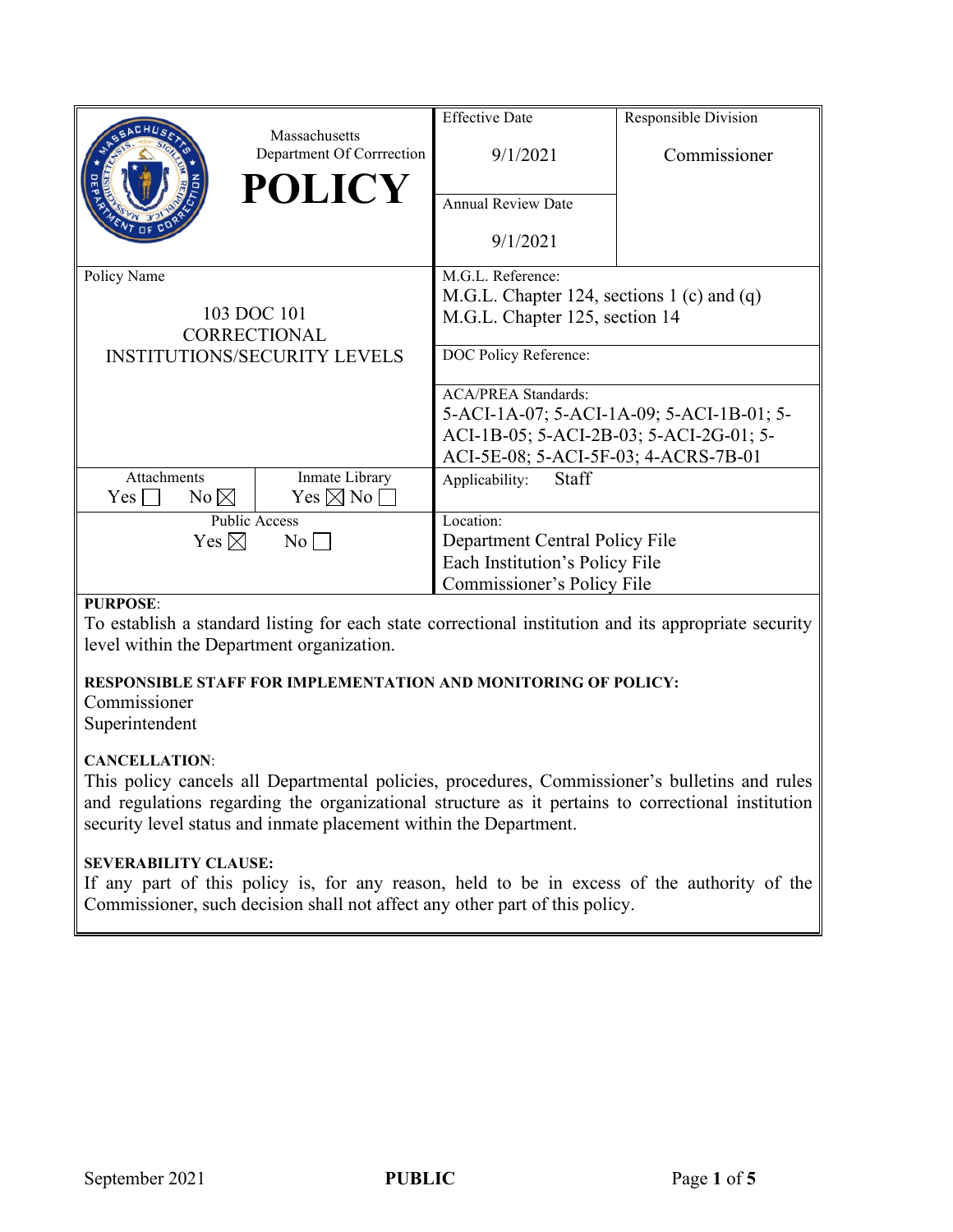| Massachusetts Department Of Corrrection **POLICY** | Effective Date 9/1/2021 | Responsible Division Commissioner |
|---|---|---|
| | Annual Review Date 9/1/2021 | |
| Policy Name 103 DOC 101 CORRECTIONAL INSTITUTIONS/SECURITY LEVELS | M.G.L. Reference: M.G.L. Chapter 124, sections 1 (c) and (q) M.G.L. Chapter 125, section 14 | |
| | DOC Policy Reference: | |
| | ACA/PREA Standards: 5-ACI-1A-07; 5-ACI-1A-09; 5-ACI-1B-01; 5-ACI-1B-05; 5-ACI-2B-03; 5-ACI-2G-01; 5-ACI-5E-08; 5-ACI-5F-03; 4-ACRS-7B-01 | |
| Attachments Yes ☐ No ☒ / Inmate Library Yes ☒ No ☐ | Applicability: Staff | |
| Public Access Yes ☒ No ☐ | Location: Department Central Policy File, Each Institution's Policy File, Commissioner's Policy File | |

**PURPOSE**:
To establish a standard listing for each state correctional institution and its appropriate security level within the Department organization.

**RESPONSIBLE STAFF FOR IMPLEMENTATION AND MONITORING OF POLICY:**
Commissioner
Superintendent

**CANCELLATION**:
This policy cancels all Departmental policies, procedures, Commissioner's bulletins and rules and regulations regarding the organizational structure as it pertains to correctional institution security level status and inmate placement within the Department.

**SEVERABILITY CLAUSE:**
If any part of this policy is, for any reason, held to be in excess of the authority of the Commissioner, such decision shall not affect any other part of this policy.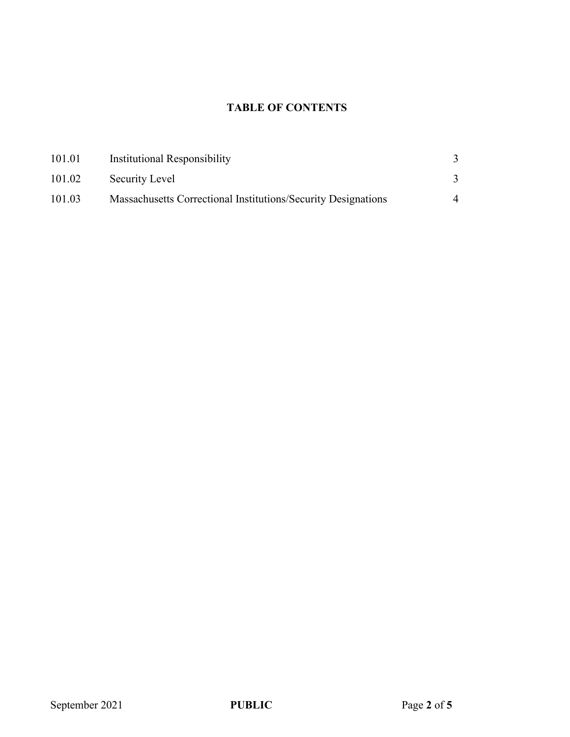**TABLE OF CONTENTS**

| | | |
|---|---|---|
| 101.01 | Institutional Responsibility | 3 |
| 101.02 | Security Level | 3 |
| 101.03 | Massachusetts Correctional Institutions/Security Designations | 4 |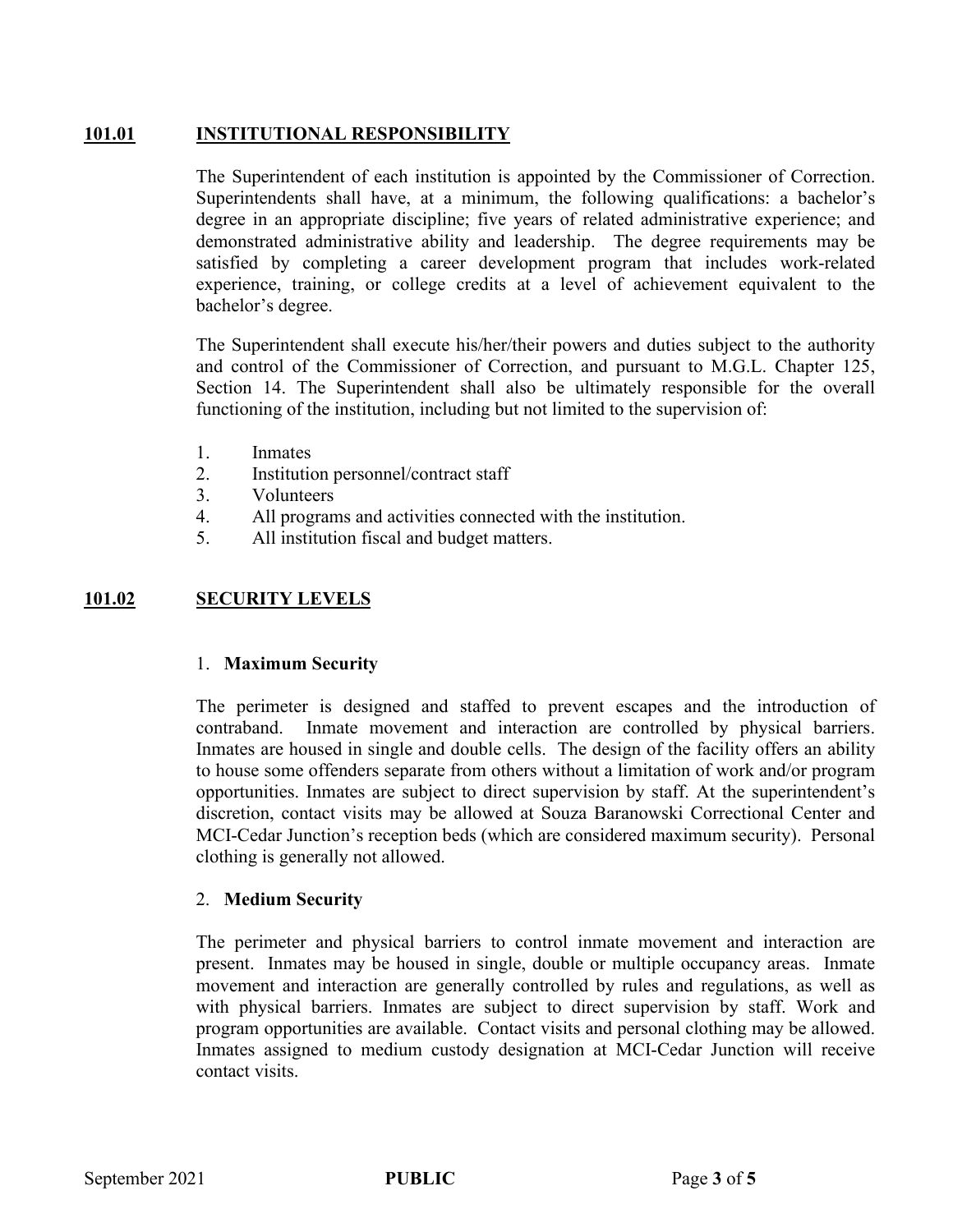## 101.01 INSTITUTIONAL RESPONSIBILITY

The Superintendent of each institution is appointed by the Commissioner of Correction. Superintendents shall have, at a minimum, the following qualifications: a bachelor's degree in an appropriate discipline; five years of related administrative experience; and demonstrated administrative ability and leadership. The degree requirements may be satisfied by completing a career development program that includes work-related experience, training, or college credits at a level of achievement equivalent to the bachelor's degree.

The Superintendent shall execute his/her/their powers and duties subject to the authority and control of the Commissioner of Correction, and pursuant to M.G.L. Chapter 125, Section 14. The Superintendent shall also be ultimately responsible for the overall functioning of the institution, including but not limited to the supervision of:

1. Inmates
2. Institution personnel/contract staff
3. Volunteers
4. All programs and activities connected with the institution.
5. All institution fiscal and budget matters.

## 101.02 SECURITY LEVELS

1. **Maximum Security**

The perimeter is designed and staffed to prevent escapes and the introduction of contraband. Inmate movement and interaction are controlled by physical barriers. Inmates are housed in single and double cells. The design of the facility offers an ability to house some offenders separate from others without a limitation of work and/or program opportunities. Inmates are subject to direct supervision by staff. At the superintendent's discretion, contact visits may be allowed at Souza Baranowski Correctional Center and MCI-Cedar Junction's reception beds (which are considered maximum security). Personal clothing is generally not allowed.

2. **Medium Security**

The perimeter and physical barriers to control inmate movement and interaction are present. Inmates may be housed in single, double or multiple occupancy areas. Inmate movement and interaction are generally controlled by rules and regulations, as well as with physical barriers. Inmates are subject to direct supervision by staff. Work and program opportunities are available. Contact visits and personal clothing may be allowed. Inmates assigned to medium custody designation at MCI-Cedar Junction will receive contact visits.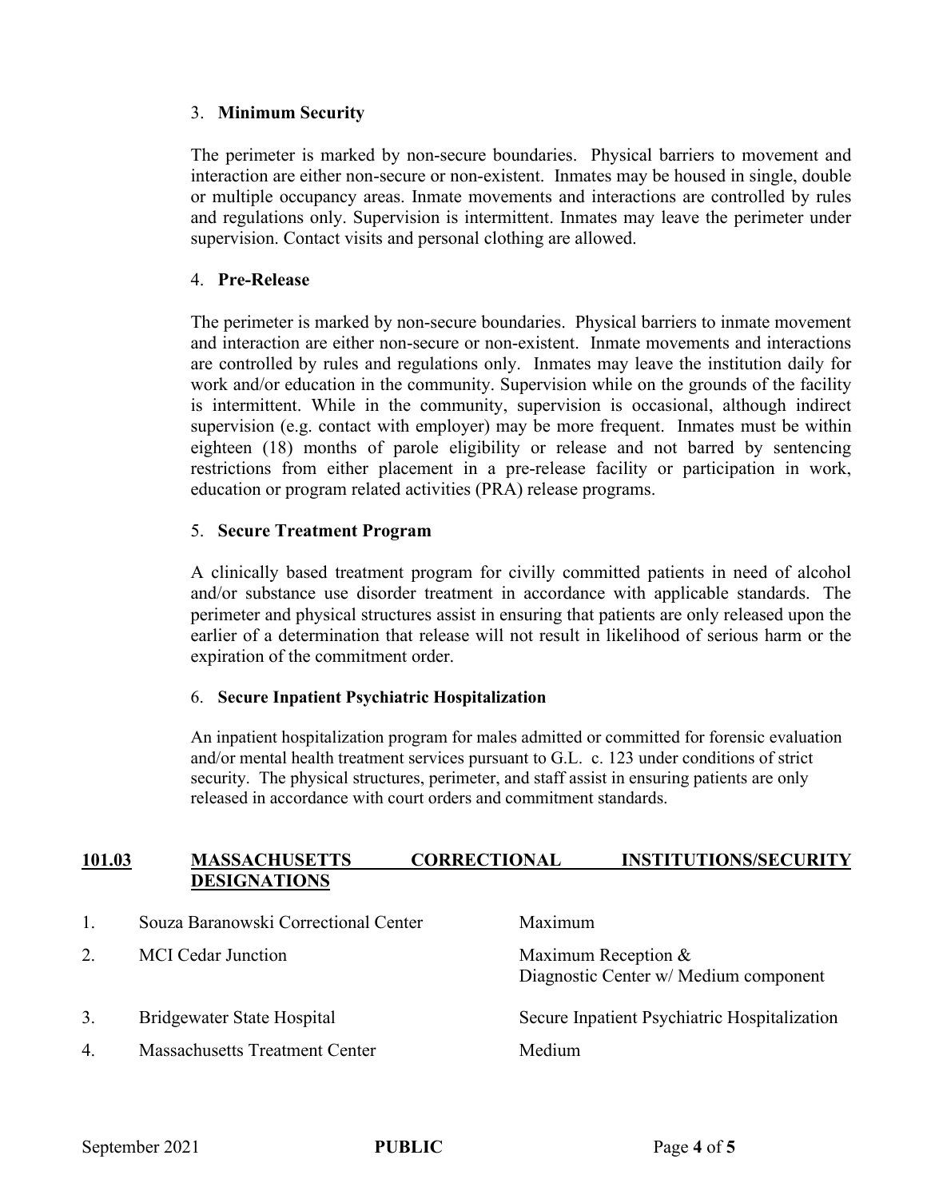3. **Minimum Security**

The perimeter is marked by non-secure boundaries. Physical barriers to movement and interaction are either non-secure or non-existent. Inmates may be housed in single, double or multiple occupancy areas. Inmate movements and interactions are controlled by rules and regulations only. Supervision is intermittent. Inmates may leave the perimeter under supervision. Contact visits and personal clothing are allowed.

4. **Pre-Release**

The perimeter is marked by non-secure boundaries. Physical barriers to inmate movement and interaction are either non-secure or non-existent. Inmate movements and interactions are controlled by rules and regulations only. Inmates may leave the institution daily for work and/or education in the community. Supervision while on the grounds of the facility is intermittent. While in the community, supervision is occasional, although indirect supervision (e.g. contact with employer) may be more frequent. Inmates must be within eighteen (18) months of parole eligibility or release and not barred by sentencing restrictions from either placement in a pre-release facility or participation in work, education or program related activities (PRA) release programs.

5. **Secure Treatment Program**

A clinically based treatment program for civilly committed patients in need of alcohol and/or substance use disorder treatment in accordance with applicable standards. The perimeter and physical structures assist in ensuring that patients are only released upon the earlier of a determination that release will not result in likelihood of serious harm or the expiration of the commitment order.

6. **Secure Inpatient Psychiatric Hospitalization**

An inpatient hospitalization program for males admitted or committed for forensic evaluation and/or mental health treatment services pursuant to G.L. c. 123 under conditions of strict security. The physical structures, perimeter, and staff assist in ensuring patients are only released in accordance with court orders and commitment standards.

## **101.03 MASSACHUSETTS CORRECTIONAL INSTITUTIONS/SECURITY DESIGNATIONS**

| | Institution | Security Designation |
|---|---|---|
| 1. | Souza Baranowski Correctional Center | Maximum |
| 2. | MCI Cedar Junction | Maximum Reception & Diagnostic Center w/ Medium component |
| 3. | Bridgewater State Hospital | Secure Inpatient Psychiatric Hospitalization |
| 4. | Massachusetts Treatment Center | Medium |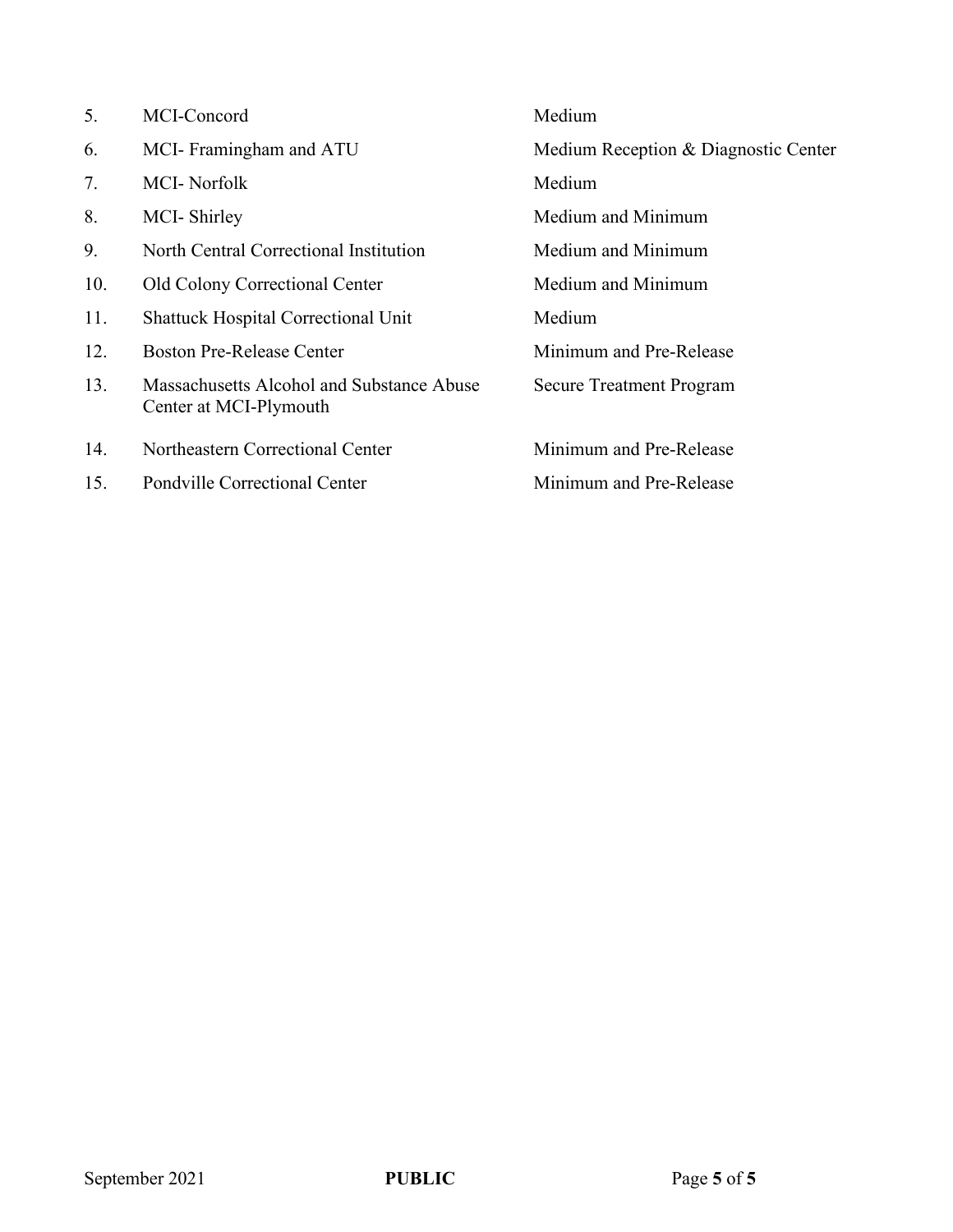| | | |
|---|---|---|
| 5. | MCI-Concord | Medium |
| 6. | MCI- Framingham and ATU | Medium Reception & Diagnostic Center |
| 7. | MCI- Norfolk | Medium |
| 8. | MCI- Shirley | Medium and Minimum |
| 9. | North Central Correctional Institution | Medium and Minimum |
| 10. | Old Colony Correctional Center | Medium and Minimum |
| 11. | Shattuck Hospital Correctional Unit | Medium |
| 12. | Boston Pre-Release Center | Minimum and Pre-Release |
| 13. | Massachusetts Alcohol and Substance Abuse Center at MCI-Plymouth | Secure Treatment Program |
| 14. | Northeastern Correctional Center | Minimum and Pre-Release |
| 15. | Pondville Correctional Center | Minimum and Pre-Release |